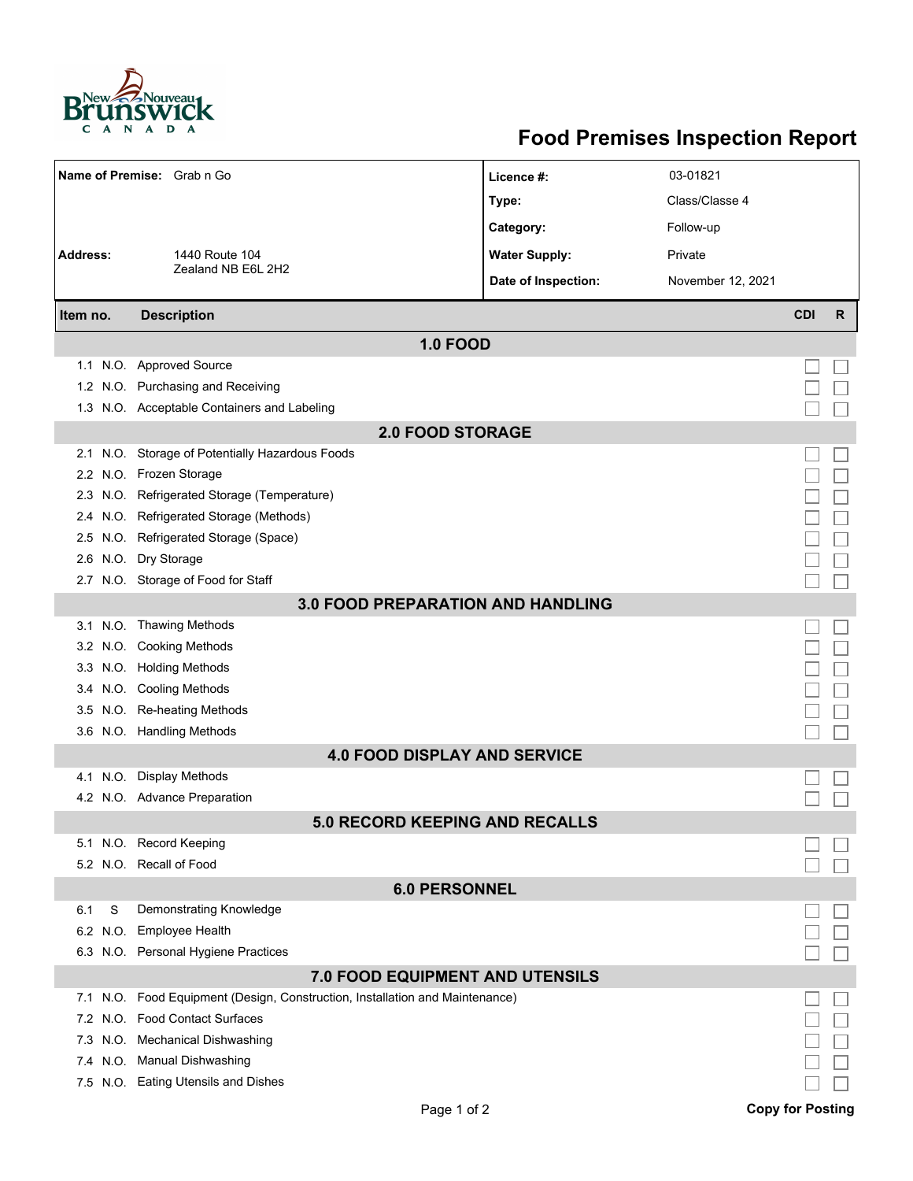# Food Premises Inspection Report

| | | | |
|---|---|---|---|
| **Name of Premise:** | Grab n Go | **Licence #:** | 03-01821 |
| | | **Type:** | Class/Classe 4 |
| | | **Category:** | Follow-up |
| **Address:** | 1440 Route 104<br>Zealand NB E6L 2H2 | **Water Supply:** | Private |
| | | **Date of Inspection:** | November 12, 2021 |

| Item no. | | Description | CDI | R |
|---|---|---|---|---|
| **1.0 FOOD** | | | | |
| 1.1 | N.O. | Approved Source | ☐ | ☐ |
| 1.2 | N.O. | Purchasing and Receiving | ☐ | ☐ |
| 1.3 | N.O. | Acceptable Containers and Labeling | ☐ | ☐ |
| **2.0 FOOD STORAGE** | | | | |
| 2.1 | N.O. | Storage of Potentially Hazardous Foods | ☐ | ☐ |
| 2.2 | N.O. | Frozen Storage | ☐ | ☐ |
| 2.3 | N.O. | Refrigerated Storage (Temperature) | ☐ | ☐ |
| 2.4 | N.O. | Refrigerated Storage (Methods) | ☐ | ☐ |
| 2.5 | N.O. | Refrigerated Storage (Space) | ☐ | ☐ |
| 2.6 | N.O. | Dry Storage | ☐ | ☐ |
| 2.7 | N.O. | Storage of Food for Staff | ☐ | ☐ |
| **3.0 FOOD PREPARATION AND HANDLING** | | | | |
| 3.1 | N.O. | Thawing Methods | ☐ | ☐ |
| 3.2 | N.O. | Cooking Methods | ☐ | ☐ |
| 3.3 | N.O. | Holding Methods | ☐ | ☐ |
| 3.4 | N.O. | Cooling Methods | ☐ | ☐ |
| 3.5 | N.O. | Re-heating Methods | ☐ | ☐ |
| 3.6 | N.O. | Handling Methods | ☐ | ☐ |
| **4.0 FOOD DISPLAY AND SERVICE** | | | | |
| 4.1 | N.O. | Display Methods | ☐ | ☐ |
| 4.2 | N.O. | Advance Preparation | ☐ | ☐ |
| **5.0 RECORD KEEPING AND RECALLS** | | | | |
| 5.1 | N.O. | Record Keeping | ☐ | ☐ |
| 5.2 | N.O. | Recall of Food | ☐ | ☐ |
| **6.0 PERSONNEL** | | | | |
| 6.1 | S | Demonstrating Knowledge | ☐ | ☐ |
| 6.2 | N.O. | Employee Health | ☐ | ☐ |
| 6.3 | N.O. | Personal Hygiene Practices | ☐ | ☐ |
| **7.0 FOOD EQUIPMENT AND UTENSILS** | | | | |
| 7.1 | N.O. | Food Equipment (Design, Construction, Installation and Maintenance) | ☐ | ☐ |
| 7.2 | N.O. | Food Contact Surfaces | ☐ | ☐ |
| 7.3 | N.O. | Mechanical Dishwashing | ☐ | ☐ |
| 7.4 | N.O. | Manual Dishwashing | ☐ | ☐ |
| 7.5 | N.O. | Eating Utensils and Dishes | ☐ | ☐ |

**Copy for Posting**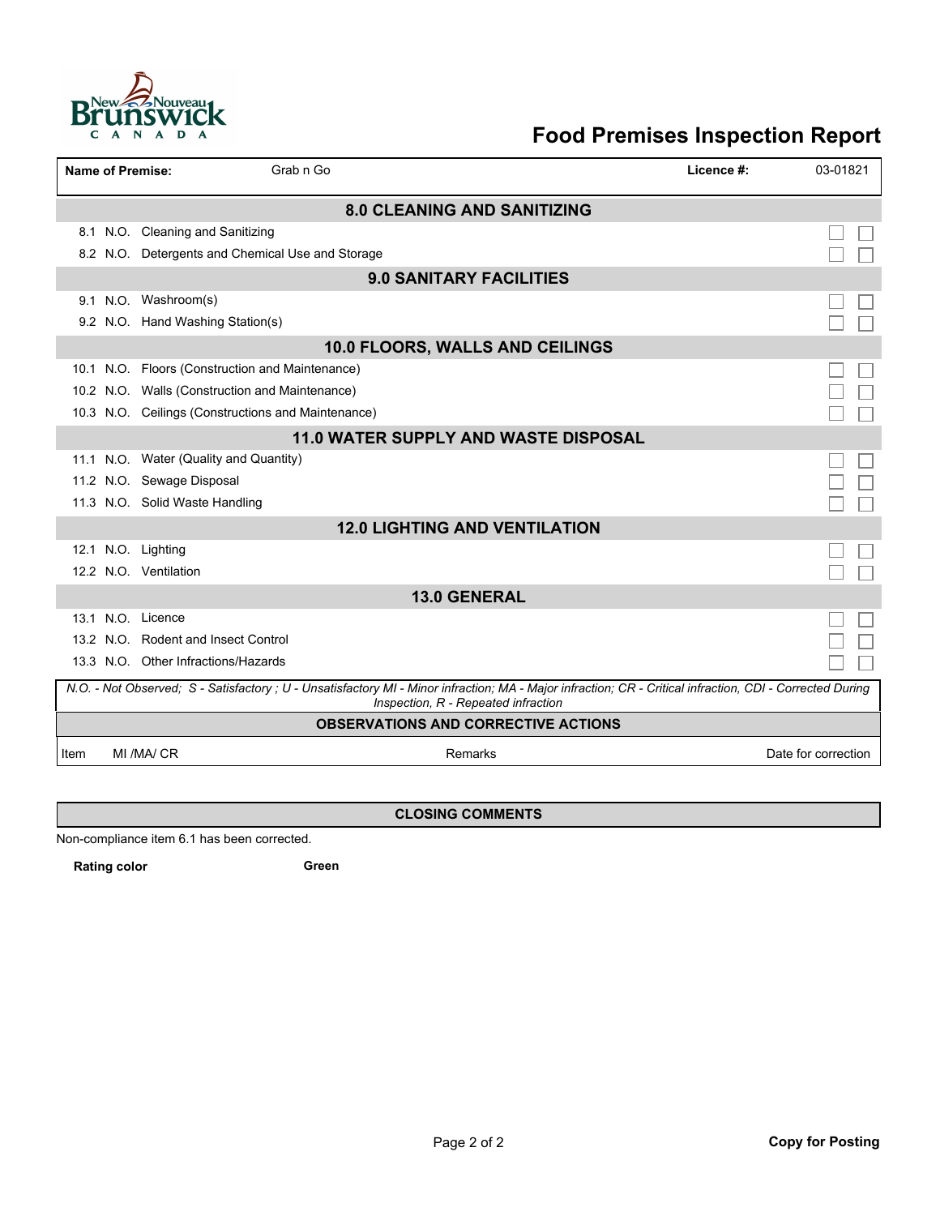# Food Premises Inspection Report

| **Name of Premise:** | Grab n Go | **Licence #:** | 03-01821 |
|---|---|---|---|

## 8.0 CLEANING AND SANITIZING

| | | | | |
|---|---|---|---|---|
| 8.1 | N.O. | Cleaning and Sanitizing | ☐ | ☐ |
| 8.2 | N.O. | Detergents and Chemical Use and Storage | ☐ | ☐ |

## 9.0 SANITARY FACILITIES

| | | | | |
|---|---|---|---|---|
| 9.1 | N.O. | Washroom(s) | ☐ | ☐ |
| 9.2 | N.O. | Hand Washing Station(s) | ☐ | ☐ |

## 10.0 FLOORS, WALLS AND CEILINGS

| | | | | |
|---|---|---|---|---|
| 10.1 | N.O. | Floors (Construction and Maintenance) | ☐ | ☐ |
| 10.2 | N.O. | Walls (Construction and Maintenance) | ☐ | ☐ |
| 10.3 | N.O. | Ceilings (Constructions and Maintenance) | ☐ | ☐ |

## 11.0 WATER SUPPLY AND WASTE DISPOSAL

| | | | | |
|---|---|---|---|---|
| 11.1 | N.O. | Water (Quality and Quantity) | ☐ | ☐ |
| 11.2 | N.O. | Sewage Disposal | ☐ | ☐ |
| 11.3 | N.O. | Solid Waste Handling | ☐ | ☐ |

## 12.0 LIGHTING AND VENTILATION

| | | | | |
|---|---|---|---|---|
| 12.1 | N.O. | Lighting | ☐ | ☐ |
| 12.2 | N.O. | Ventilation | ☐ | ☐ |

## 13.0 GENERAL

| | | | | |
|---|---|---|---|---|
| 13.1 | N.O. | Licence | ☐ | ☐ |
| 13.2 | N.O. | Rodent and Insect Control | ☐ | ☐ |
| 13.3 | N.O. | Other Infractions/Hazards | ☐ | ☐ |

*N.O. - Not Observed; S - Satisfactory ; U - Unsatisfactory MI - Minor infraction; MA - Major infraction; CR - Critical infraction, CDI - Corrected During Inspection, R - Repeated infraction*

## OBSERVATIONS AND CORRECTIVE ACTIONS

| Item | MI /MA/ CR | Remarks | Date for correction |
|---|---|---|---|

## CLOSING COMMENTS

Non-compliance item 6.1 has been corrected.

**Rating color** **Green**

**Copy for Posting**